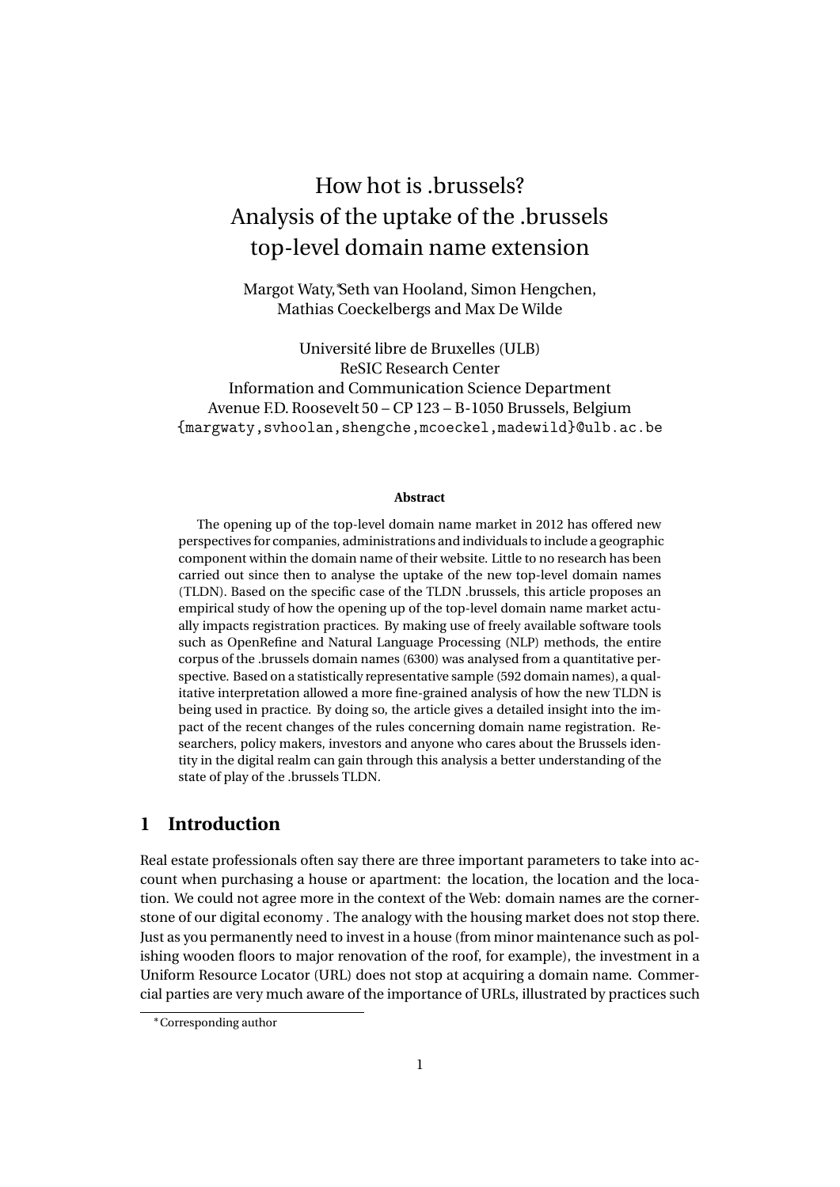# How hot is .brussels? Analysis of the uptake of the .brussels top-level domain name extension

Margot Waty,[*] Seth van Hooland, Simon Hengchen, Mathias Coeckelbergs and Max De Wilde

Université libre de Bruxelles (ULB)
ReSIC Research Center
Information and Communication Science Department
Avenue F.D. Roosevelt 50 – CP 123 – B-1050 Brussels, Belgium
{margwaty,svhoolan,shengche,mcoeckel,madewild}@ulb.ac.be

**Abstract**

The opening up of the top-level domain name market in 2012 has offered new perspectives for companies, administrations and individuals to include a geographic component within the domain name of their website. Little to no research has been carried out since then to analyse the uptake of the new top-level domain names (TLDN). Based on the specific case of the TLDN .brussels, this article proposes an empirical study of how the opening up of the top-level domain name market actually impacts registration practices. By making use of freely available software tools such as OpenRefine and Natural Language Processing (NLP) methods, the entire corpus of the .brussels domain names (6300) was analysed from a quantitative perspective. Based on a statistically representative sample (592 domain names), a qualitative interpretation allowed a more fine-grained analysis of how the new TLDN is being used in practice. By doing so, the article gives a detailed insight into the impact of the recent changes of the rules concerning domain name registration. Researchers, policy makers, investors and anyone who cares about the Brussels identity in the digital realm can gain through this analysis a better understanding of the state of play of the .brussels TLDN.

## 1 Introduction

Real estate professionals often say there are three important parameters to take into account when purchasing a house or apartment: the location, the location and the location. We could not agree more in the context of the Web: domain names are the cornerstone of our digital economy . The analogy with the housing market does not stop there. Just as you permanently need to invest in a house (from minor maintenance such as polishing wooden floors to major renovation of the roof, for example), the investment in a Uniform Resource Locator (URL) does not stop at acquiring a domain name. Commercial parties are very much aware of the importance of URLs, illustrated by practices such

[*] Corresponding author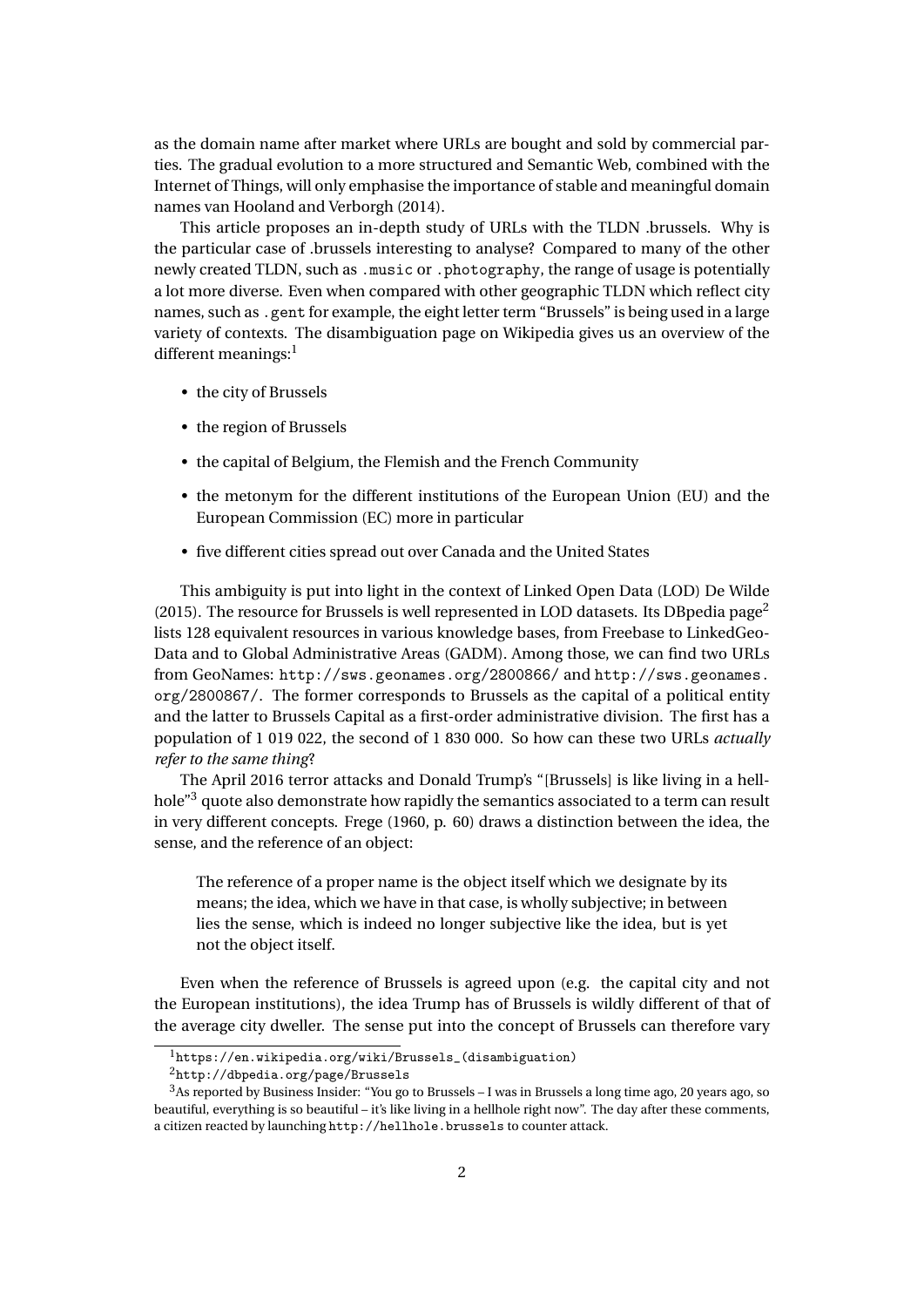as the domain name after market where URLs are bought and sold by commercial parties. The gradual evolution to a more structured and Semantic Web, combined with the Internet of Things, will only emphasise the importance of stable and meaningful domain names van Hooland and Verborgh (2014).

This article proposes an in-depth study of URLs with the TLDN .brussels. Why is the particular case of .brussels interesting to analyse? Compared to many of the other newly created TLDN, such as `.music` or `.photography`, the range of usage is potentially a lot more diverse. Even when compared with other geographic TLDN which reflect city names, such as `.gent` for example, the eight letter term "Brussels" is being used in a large variety of contexts. The disambiguation page on Wikipedia gives us an overview of the different meanings:[1]

- the city of Brussels
- the region of Brussels
- the capital of Belgium, the Flemish and the French Community
- the metonym for the different institutions of the European Union (EU) and the European Commission (EC) more in particular
- five different cities spread out over Canada and the United States

This ambiguity is put into light in the context of Linked Open Data (LOD) De Wilde (2015). The resource for Brussels is well represented in LOD datasets. Its DBpedia page[2] lists 128 equivalent resources in various knowledge bases, from Freebase to LinkedGeoData and to Global Administrative Areas (GADM). Among those, we can find two URLs from GeoNames: `http://sws.geonames.org/2800866/` and `http://sws.geonames.org/2800867/`. The former corresponds to Brussels as the capital of a political entity and the latter to Brussels Capital as a first-order administrative division. The first has a population of 1 019 022, the second of 1 830 000. So how can these two URLs *actually refer to the same thing*?

The April 2016 terror attacks and Donald Trump's "[Brussels] is like living in a hellhole"[3] quote also demonstrate how rapidly the semantics associated to a term can result in very different concepts. Frege (1960, p. 60) draws a distinction between the idea, the sense, and the reference of an object:

> The reference of a proper name is the object itself which we designate by its means; the idea, which we have in that case, is wholly subjective; in between lies the sense, which is indeed no longer subjective like the idea, but is yet not the object itself.

Even when the reference of Brussels is agreed upon (e.g. the capital city and not the European institutions), the idea Trump has of Brussels is wildly different of that of the average city dweller. The sense put into the concept of Brussels can therefore vary

---

[1] `https://en.wikipedia.org/wiki/Brussels_(disambiguation)`

[2] `http://dbpedia.org/page/Brussels`

[3] As reported by Business Insider: "You go to Brussels – I was in Brussels a long time ago, 20 years ago, so beautiful, everything is so beautiful – it's like living in a hellhole right now". The day after these comments, a citizen reacted by launching `http://hellhole.brussels` to counter attack.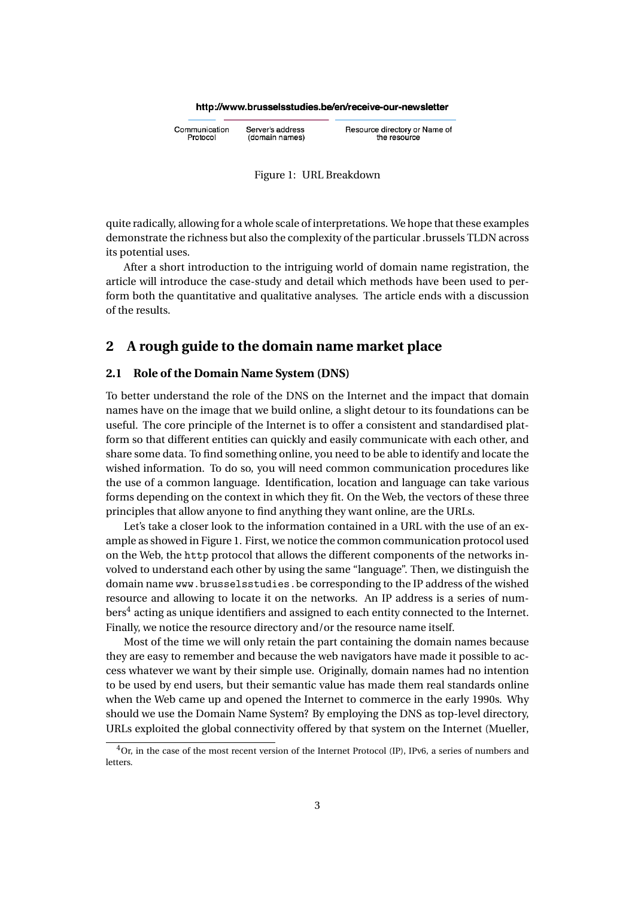http://www.brusselsstudies.be/en/receive-our-newsletter

Communication Protocol | Server's address (domain names) | Resource directory or Name of the resource

Figure 1: URL Breakdown

quite radically, allowing for a whole scale of interpretations. We hope that these examples demonstrate the richness but also the complexity of the particular .brussels TLDN across its potential uses.

After a short introduction to the intriguing world of domain name registration, the article will introduce the case-study and detail which methods have been used to perform both the quantitative and qualitative analyses. The article ends with a discussion of the results.

## 2 A rough guide to the domain name market place

### 2.1 Role of the Domain Name System (DNS)

To better understand the role of the DNS on the Internet and the impact that domain names have on the image that we build online, a slight detour to its foundations can be useful. The core principle of the Internet is to offer a consistent and standardised platform so that different entities can quickly and easily communicate with each other, and share some data. To find something online, you need to be able to identify and locate the wished information. To do so, you will need common communication procedures like the use of a common language. Identification, location and language can take various forms depending on the context in which they fit. On the Web, the vectors of these three principles that allow anyone to find anything they want online, are the URLs.

Let's take a closer look to the information contained in a URL with the use of an example as showed in Figure 1. First, we notice the common communication protocol used on the Web, the `http` protocol that allows the different components of the networks involved to understand each other by using the same "language". Then, we distinguish the domain name `www.brusselsstudies.be` corresponding to the IP address of the wished resource and allowing to locate it on the networks. An IP address is a series of numbers[4] acting as unique identifiers and assigned to each entity connected to the Internet. Finally, we notice the resource directory and/or the resource name itself.

Most of the time we will only retain the part containing the domain names because they are easy to remember and because the web navigators have made it possible to access whatever we want by their simple use. Originally, domain names had no intention to be used by end users, but their semantic value has made them real standards online when the Web came up and opened the Internet to commerce in the early 1990s. Why should we use the Domain Name System? By employing the DNS as top-level directory, URLs exploited the global connectivity offered by that system on the Internet (Mueller,

[4] Or, in the case of the most recent version of the Internet Protocol (IP), IPv6, a series of numbers and letters.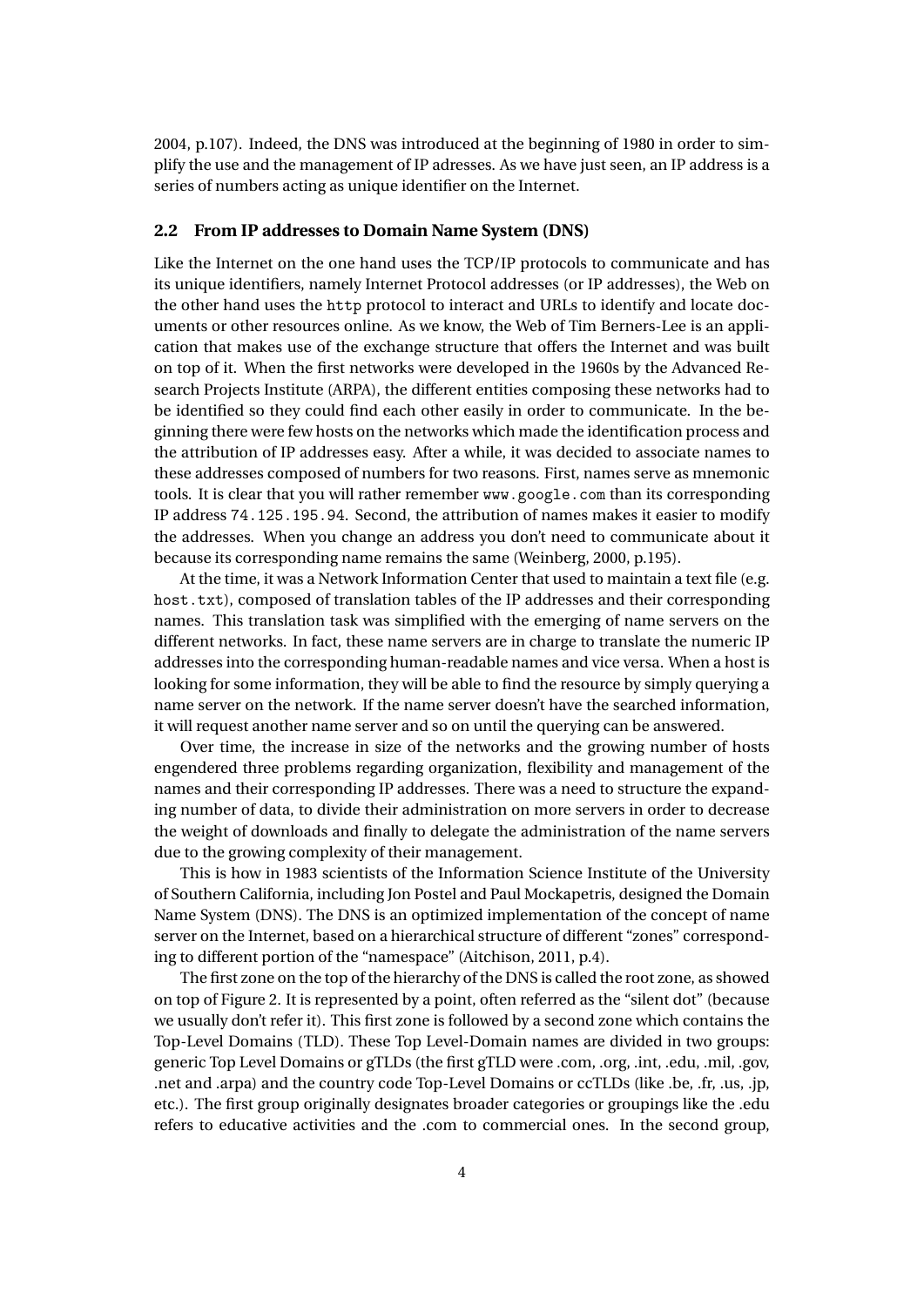2004, p.107). Indeed, the DNS was introduced at the beginning of 1980 in order to simplify the use and the management of IP adresses. As we have just seen, an IP address is a series of numbers acting as unique identifier on the Internet.

## 2.2 From IP addresses to Domain Name System (DNS)

Like the Internet on the one hand uses the TCP/IP protocols to communicate and has its unique identifiers, namely Internet Protocol addresses (or IP addresses), the Web on the other hand uses the `http` protocol to interact and URLs to identify and locate documents or other resources online. As we know, the Web of Tim Berners-Lee is an application that makes use of the exchange structure that offers the Internet and was built on top of it. When the first networks were developed in the 1960s by the Advanced Research Projects Institute (ARPA), the different entities composing these networks had to be identified so they could find each other easily in order to communicate. In the beginning there were few hosts on the networks which made the identification process and the attribution of IP addresses easy. After a while, it was decided to associate names to these addresses composed of numbers for two reasons. First, names serve as mnemonic tools. It is clear that you will rather remember `www.google.com` than its corresponding IP address `74.125.195.94`. Second, the attribution of names makes it easier to modify the addresses. When you change an address you don't need to communicate about it because its corresponding name remains the same (Weinberg, 2000, p.195).

At the time, it was a Network Information Center that used to maintain a text file (e.g. `host.txt`), composed of translation tables of the IP addresses and their corresponding names. This translation task was simplified with the emerging of name servers on the different networks. In fact, these name servers are in charge to translate the numeric IP addresses into the corresponding human-readable names and vice versa. When a host is looking for some information, they will be able to find the resource by simply querying a name server on the network. If the name server doesn't have the searched information, it will request another name server and so on until the querying can be answered.

Over time, the increase in size of the networks and the growing number of hosts engendered three problems regarding organization, flexibility and management of the names and their corresponding IP addresses. There was a need to structure the expanding number of data, to divide their administration on more servers in order to decrease the weight of downloads and finally to delegate the administration of the name servers due to the growing complexity of their management.

This is how in 1983 scientists of the Information Science Institute of the University of Southern California, including Jon Postel and Paul Mockapetris, designed the Domain Name System (DNS). The DNS is an optimized implementation of the concept of name server on the Internet, based on a hierarchical structure of different "zones" corresponding to different portion of the "namespace" (Aitchison, 2011, p.4).

The first zone on the top of the hierarchy of the DNS is called the root zone, as showed on top of Figure 2. It is represented by a point, often referred as the "silent dot" (because we usually don't refer it). This first zone is followed by a second zone which contains the Top-Level Domains (TLD). These Top Level-Domain names are divided in two groups: generic Top Level Domains or gTLDs (the first gTLD were .com, .org, .int, .edu, .mil, .gov, .net and .arpa) and the country code Top-Level Domains or ccTLDs (like .be, .fr, .us, .jp, etc.). The first group originally designates broader categories or groupings like the .edu refers to educative activities and the .com to commercial ones. In the second group,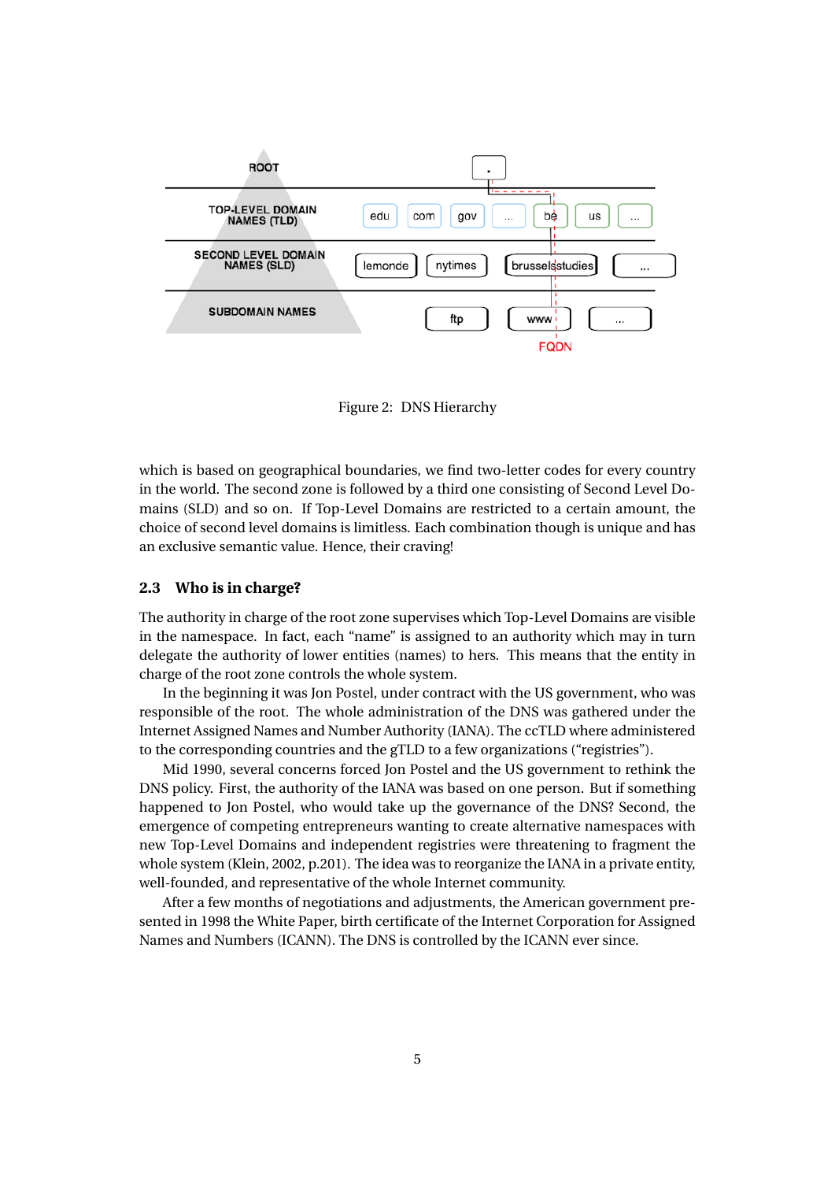Figure 2: DNS Hierarchy

which is based on geographical boundaries, we find two-letter codes for every country in the world. The second zone is followed by a third one consisting of Second Level Domains (SLD) and so on. If Top-Level Domains are restricted to a certain amount, the choice of second level domains is limitless. Each combination though is unique and has an exclusive semantic value. Hence, their craving!

### 2.3 Who is in charge?

The authority in charge of the root zone supervises which Top-Level Domains are visible in the namespace. In fact, each "name" is assigned to an authority which may in turn delegate the authority of lower entities (names) to hers. This means that the entity in charge of the root zone controls the whole system.

In the beginning it was Jon Postel, under contract with the US government, who was responsible of the root. The whole administration of the DNS was gathered under the Internet Assigned Names and Number Authority (IANA). The ccTLD where administered to the corresponding countries and the gTLD to a few organizations ("registries").

Mid 1990, several concerns forced Jon Postel and the US government to rethink the DNS policy. First, the authority of the IANA was based on one person. But if something happened to Jon Postel, who would take up the governance of the DNS? Second, the emergence of competing entrepreneurs wanting to create alternative namespaces with new Top-Level Domains and independent registries were threatening to fragment the whole system (Klein, 2002, p.201). The idea was to reorganize the IANA in a private entity, well-founded, and representative of the whole Internet community.

After a few months of negotiations and adjustments, the American government presented in 1998 the White Paper, birth certificate of the Internet Corporation for Assigned Names and Numbers (ICANN). The DNS is controlled by the ICANN ever since.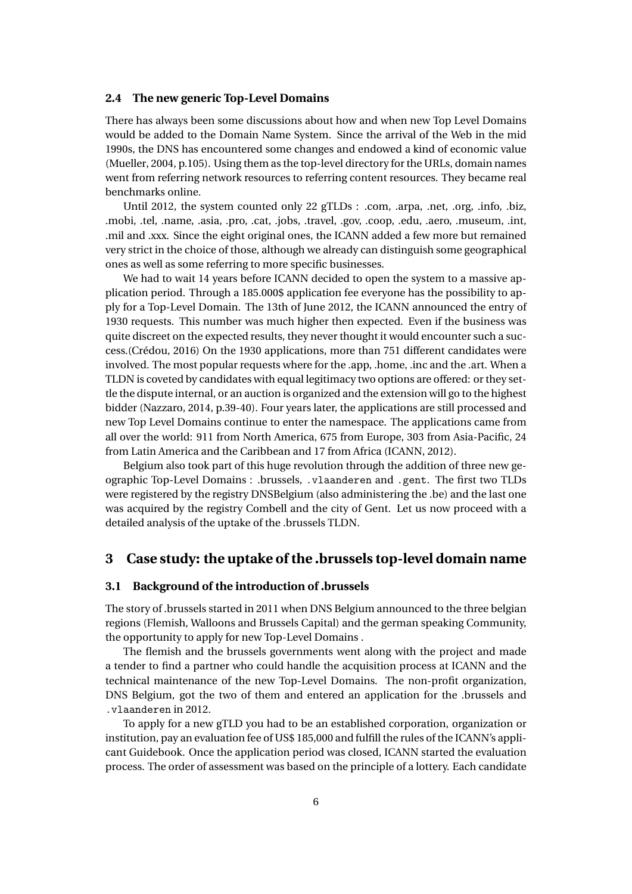### 2.4 The new generic Top-Level Domains

There has always been some discussions about how and when new Top Level Domains would be added to the Domain Name System. Since the arrival of the Web in the mid 1990s, the DNS has encountered some changes and endowed a kind of economic value (Mueller, 2004, p.105). Using them as the top-level directory for the URLs, domain names went from referring network resources to referring content resources. They became real benchmarks online.

Until 2012, the system counted only 22 gTLDs : .com, .arpa, .net, .org, .info, .biz, .mobi, .tel, .name, .asia, .pro, .cat, .jobs, .travel, .gov, .coop, .edu, .aero, .museum, .int, .mil and .xxx. Since the eight original ones, the ICANN added a few more but remained very strict in the choice of those, although we already can distinguish some geographical ones as well as some referring to more specific businesses.

We had to wait 14 years before ICANN decided to open the system to a massive application period. Through a 185.000$ application fee everyone has the possibility to apply for a Top-Level Domain. The 13th of June 2012, the ICANN announced the entry of 1930 requests. This number was much higher then expected. Even if the business was quite discreet on the expected results, they never thought it would encounter such a success.(Crédou, 2016) On the 1930 applications, more than 751 different candidates were involved. The most popular requests where for the .app, .home, .inc and the .art. When a TLDN is coveted by candidates with equal legitimacy two options are offered: or they settle the dispute internal, or an auction is organized and the extension will go to the highest bidder (Nazzaro, 2014, p.39-40). Four years later, the applications are still processed and new Top Level Domains continue to enter the namespace. The applications came from all over the world: 911 from North America, 675 from Europe, 303 from Asia-Pacific, 24 from Latin America and the Caribbean and 17 from Africa (ICANN, 2012).

Belgium also took part of this huge revolution through the addition of three new geographic Top-Level Domains : .brussels, `.vlaanderen` and `.gent`. The first two TLDs were registered by the registry DNSBelgium (also administering the .be) and the last one was acquired by the registry Combell and the city of Gent. Let us now proceed with a detailed analysis of the uptake of the .brussels TLDN.

## 3 Case study: the uptake of the .brussels top-level domain name

### 3.1 Background of the introduction of .brussels

The story of .brussels started in 2011 when DNS Belgium announced to the three belgian regions (Flemish, Walloons and Brussels Capital) and the german speaking Community, the opportunity to apply for new Top-Level Domains .

The flemish and the brussels governments went along with the project and made a tender to find a partner who could handle the acquisition process at ICANN and the technical maintenance of the new Top-Level Domains. The non-profit organization, DNS Belgium, got the two of them and entered an application for the .brussels and `.vlaanderen` in 2012.

To apply for a new gTLD you had to be an established corporation, organization or institution, pay an evaluation fee of US$ 185,000 and fulfill the rules of the ICANN's applicant Guidebook. Once the application period was closed, ICANN started the evaluation process. The order of assessment was based on the principle of a lottery. Each candidate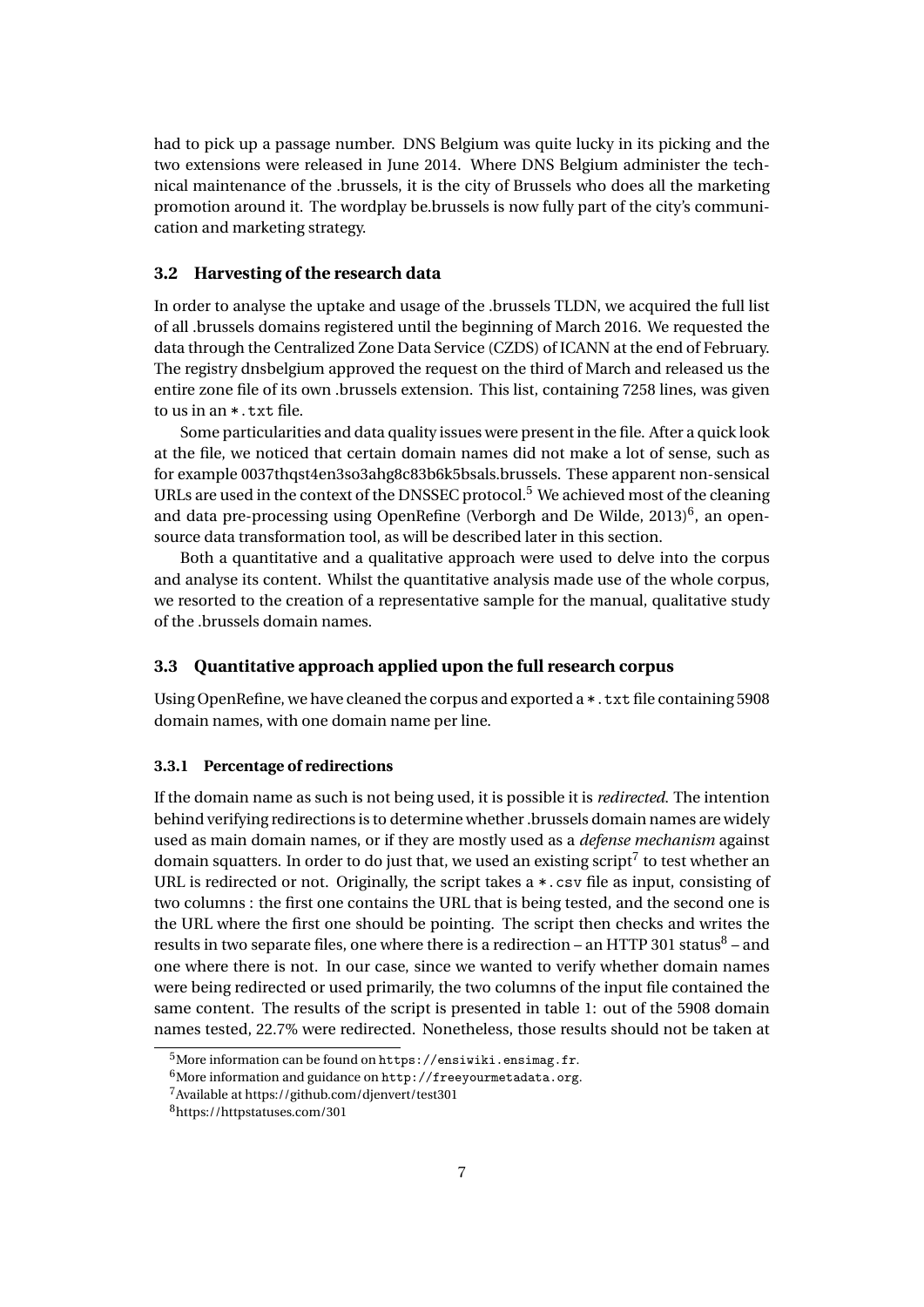had to pick up a passage number. DNS Belgium was quite lucky in its picking and the two extensions were released in June 2014. Where DNS Belgium administer the technical maintenance of the .brussels, it is the city of Brussels who does all the marketing promotion around it. The wordplay be.brussels is now fully part of the city's communication and marketing strategy.

### 3.2 Harvesting of the research data

In order to analyse the uptake and usage of the .brussels TLDN, we acquired the full list of all .brussels domains registered until the beginning of March 2016. We requested the data through the Centralized Zone Data Service (CZDS) of ICANN at the end of February. The registry dnsbelgium approved the request on the third of March and released us the entire zone file of its own .brussels extension. This list, containing 7258 lines, was given to us in an `*.txt` file.

Some particularities and data quality issues were present in the file. After a quick look at the file, we noticed that certain domain names did not make a lot of sense, such as for example 0037thqst4en3so3ahg8c83b6k5bsals.brussels. These apparent non-sensical URLs are used in the context of the DNSSEC protocol.[5] We achieved most of the cleaning and data pre-processing using OpenRefine (Verborgh and De Wilde, 2013)[6], an open-source data transformation tool, as will be described later in this section.

Both a quantitative and a qualitative approach were used to delve into the corpus and analyse its content. Whilst the quantitative analysis made use of the whole corpus, we resorted to the creation of a representative sample for the manual, qualitative study of the .brussels domain names.

### 3.3 Quantitative approach applied upon the full research corpus

Using OpenRefine, we have cleaned the corpus and exported a `*.txt` file containing 5908 domain names, with one domain name per line.

#### 3.3.1 Percentage of redirections

If the domain name as such is not being used, it is possible it is *redirected*. The intention behind verifying redirections is to determine whether .brussels domain names are widely used as main domain names, or if they are mostly used as a *defense mechanism* against domain squatters. In order to do just that, we used an existing script[7] to test whether an URL is redirected or not. Originally, the script takes a `*.csv` file as input, consisting of two columns : the first one contains the URL that is being tested, and the second one is the URL where the first one should be pointing. The script then checks and writes the results in two separate files, one where there is a redirection – an HTTP 301 status[8] – and one where there is not. In our case, since we wanted to verify whether domain names were being redirected or used primarily, the two columns of the input file contained the same content. The results of the script is presented in table 1: out of the 5908 domain names tested, 22.7% were redirected. Nonetheless, those results should not be taken at

[5] More information can be found on `https://ensiwiki.ensimag.fr`.

[6] More information and guidance on `http://freeyourmetadata.org`.

[7] Available at https://github.com/djenvert/test301

[8] https://httpstatuses.com/301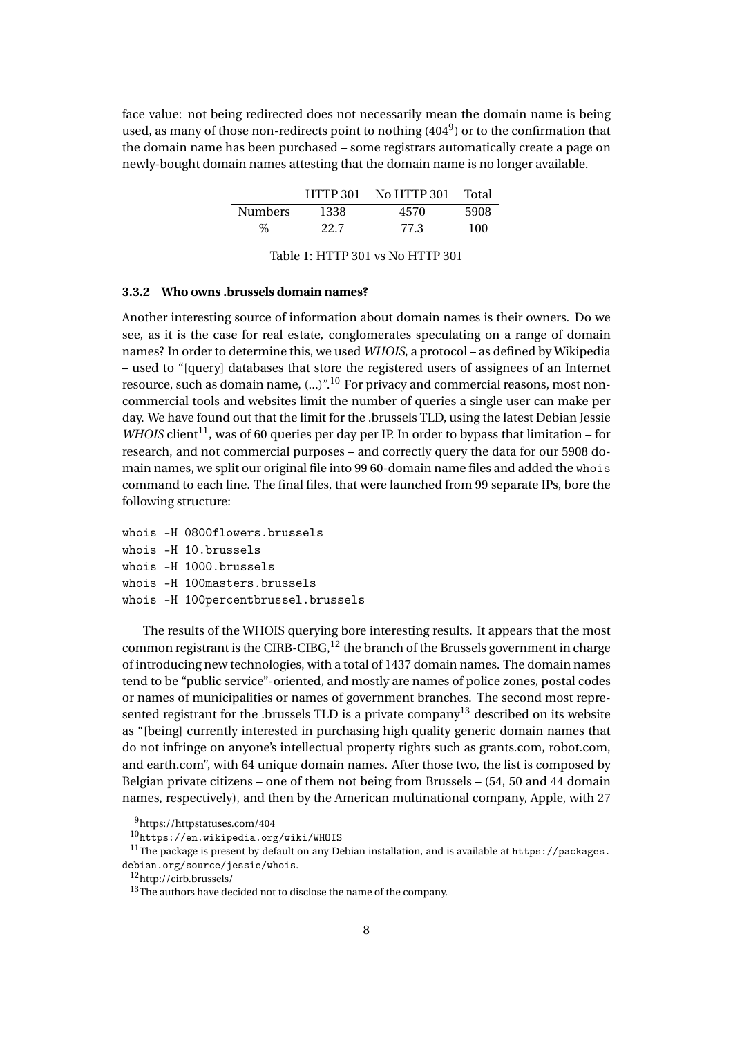face value: not being redirected does not necessarily mean the domain name is being used, as many of those non-redirects point to nothing (404[9]) or to the confirmation that the domain name has been purchased – some registrars automatically create a page on newly-bought domain names attesting that the domain name is no longer available.

| | HTTP 301 | No HTTP 301 | Total |
|---|---|---|---|
| Numbers | 1338 | 4570 | 5908 |
| % | 22.7 | 77.3 | 100 |

Table 1: HTTP 301 vs No HTTP 301

#### 3.3.2 Who owns .brussels domain names?

Another interesting source of information about domain names is their owners. Do we see, as it is the case for real estate, conglomerates speculating on a range of domain names? In order to determine this, we used *WHOIS*, a protocol – as defined by Wikipedia – used to "[query] databases that store the registered users of assignees of an Internet resource, such as domain name, (...)".[10] For privacy and commercial reasons, most non-commercial tools and websites limit the number of queries a single user can make per day. We have found out that the limit for the .brussels TLD, using the latest Debian Jessie *WHOIS* client[11], was of 60 queries per day per IP. In order to bypass that limitation – for research, and not commercial purposes – and correctly query the data for our 5908 domain names, we split our original file into 99 60-domain name files and added the `whois` command to each line. The final files, that were launched from 99 separate IPs, bore the following structure:

```
whois -H 0800flowers.brussels
whois -H 10.brussels
whois -H 1000.brussels
whois -H 100masters.brussels
whois -H 100percentbrussel.brussels
```

The results of the WHOIS querying bore interesting results. It appears that the most common registrant is the CIRB-CIBG,[12] the branch of the Brussels government in charge of introducing new technologies, with a total of 1437 domain names. The domain names tend to be "public service"-oriented, and mostly are names of police zones, postal codes or names of municipalities or names of government branches. The second most represented registrant for the .brussels TLD is a private company[13] described on its website as "[being] currently interested in purchasing high quality generic domain names that do not infringe on anyone's intellectual property rights such as grants.com, robot.com, and earth.com", with 64 unique domain names. After those two, the list is composed by Belgian private citizens – one of them not being from Brussels – (54, 50 and 44 domain names, respectively), and then by the American multinational company, Apple, with 27

---

[9] https://httpstatuses.com/404

[10] `https://en.wikipedia.org/wiki/WHOIS`

[11] The package is present by default on any Debian installation, and is available at `https://packages.debian.org/source/jessie/whois`.

[12] http://cirb.brussels/

[13] The authors have decided not to disclose the name of the company.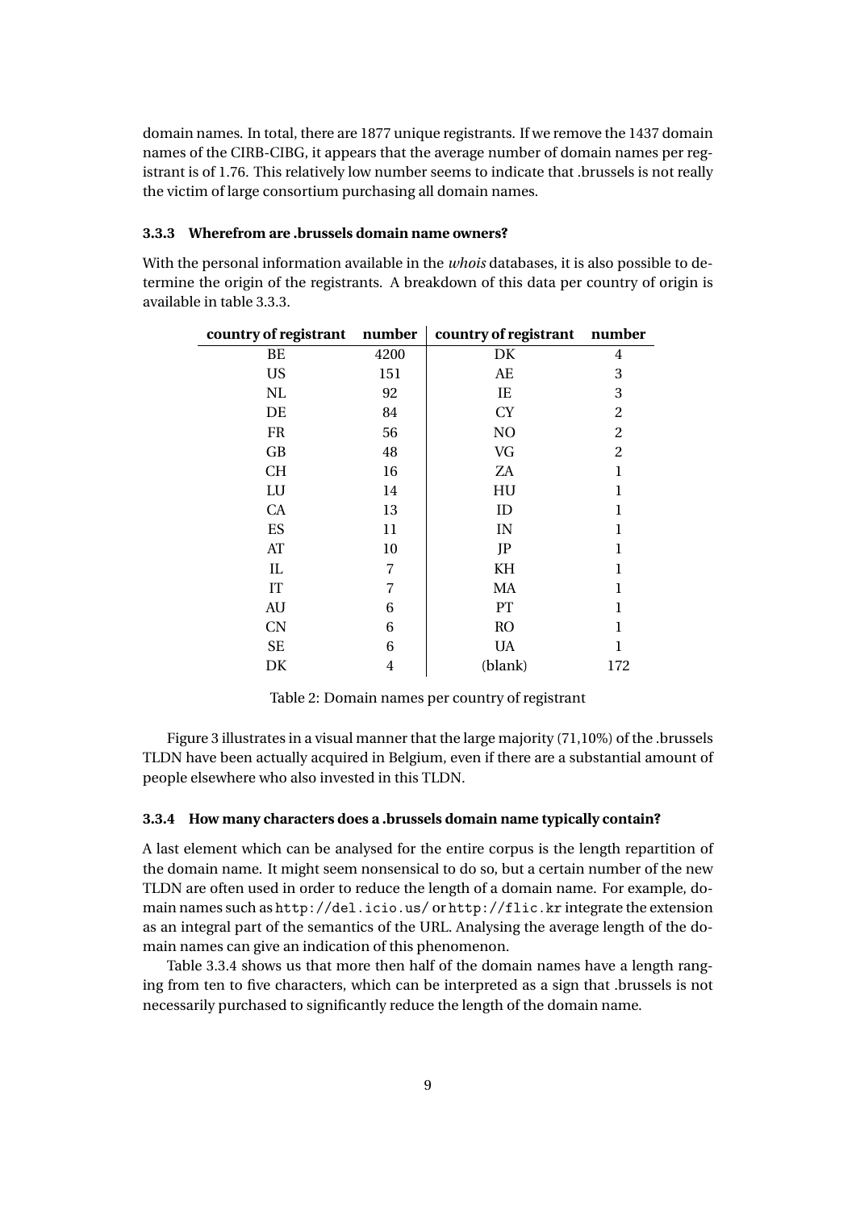domain names. In total, there are 1877 unique registrants. If we remove the 1437 domain names of the CIRB-CIBG, it appears that the average number of domain names per registrant is of 1.76. This relatively low number seems to indicate that .brussels is not really the victim of large consortium purchasing all domain names.

### 3.3.3 Wherefrom are .brussels domain name owners?

With the personal information available in the *whois* databases, it is also possible to determine the origin of the registrants. A breakdown of this data per country of origin is available in table 3.3.3.

| country of registrant | number | country of registrant | number |
|---|---|---|---|
| BE | 4200 | DK | 4 |
| US | 151 | AE | 3 |
| NL | 92 | IE | 3 |
| DE | 84 | CY | 2 |
| FR | 56 | NO | 2 |
| GB | 48 | VG | 2 |
| CH | 16 | ZA | 1 |
| LU | 14 | HU | 1 |
| CA | 13 | ID | 1 |
| ES | 11 | IN | 1 |
| AT | 10 | JP | 1 |
| IL | 7 | KH | 1 |
| IT | 7 | MA | 1 |
| AU | 6 | PT | 1 |
| CN | 6 | RO | 1 |
| SE | 6 | UA | 1 |
| DK | 4 | (blank) | 172 |

Table 2: Domain names per country of registrant

Figure 3 illustrates in a visual manner that the large majority (71,10%) of the .brussels TLDN have been actually acquired in Belgium, even if there are a substantial amount of people elsewhere who also invested in this TLDN.

### 3.3.4 How many characters does a .brussels domain name typically contain?

A last element which can be analysed for the entire corpus is the length repartition of the domain name. It might seem nonsensical to do so, but a certain number of the new TLDN are often used in order to reduce the length of a domain name. For example, domain names such as `http://del.icio.us/` or `http://flic.kr` integrate the extension as an integral part of the semantics of the URL. Analysing the average length of the domain names can give an indication of this phenomenon.

Table 3.3.4 shows us that more then half of the domain names have a length ranging from ten to five characters, which can be interpreted as a sign that .brussels is not necessarily purchased to significantly reduce the length of the domain name.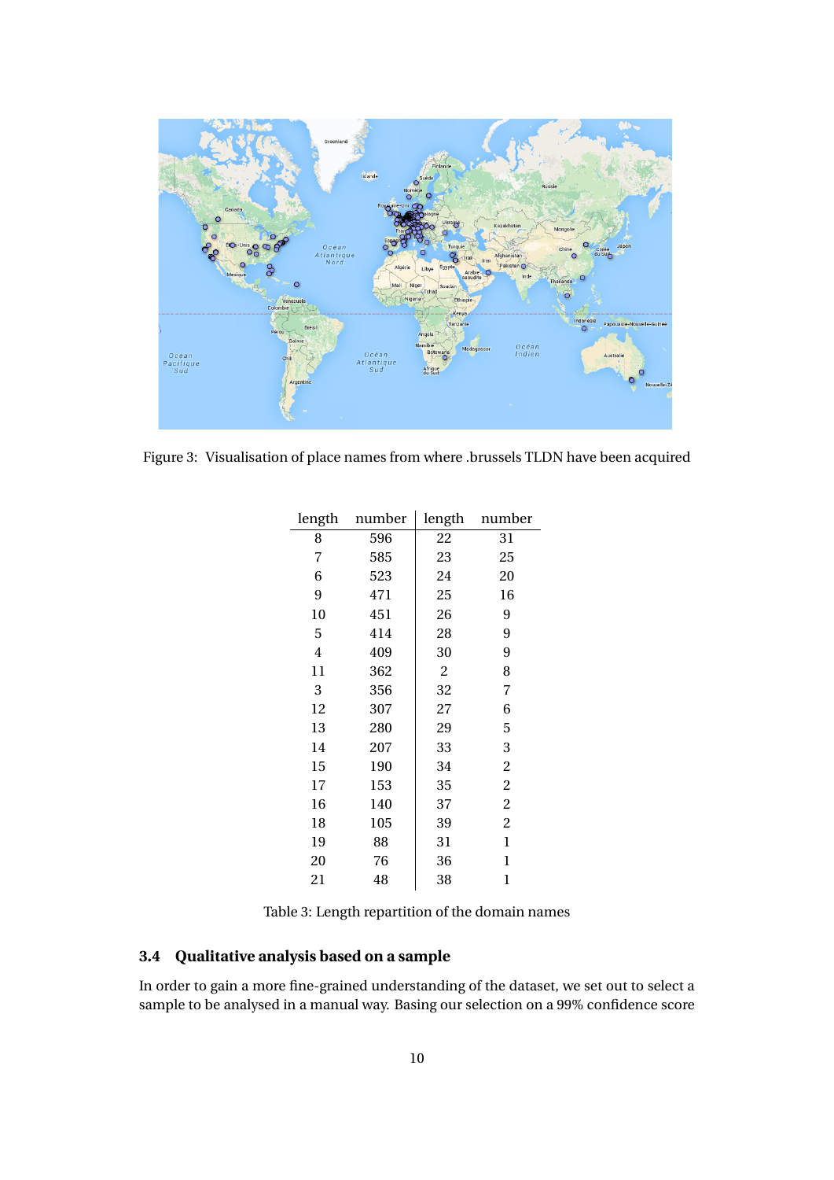Figure 3: Visualisation of place names from where .brussels TLDN have been acquired

| length | number | length | number |
|---|---|---|---|
| 8 | 596 | 22 | 31 |
| 7 | 585 | 23 | 25 |
| 6 | 523 | 24 | 20 |
| 9 | 471 | 25 | 16 |
| 10 | 451 | 26 | 9 |
| 5 | 414 | 28 | 9 |
| 4 | 409 | 30 | 9 |
| 11 | 362 | 2 | 8 |
| 3 | 356 | 32 | 7 |
| 12 | 307 | 27 | 6 |
| 13 | 280 | 29 | 5 |
| 14 | 207 | 33 | 3 |
| 15 | 190 | 34 | 2 |
| 17 | 153 | 35 | 2 |
| 16 | 140 | 37 | 2 |
| 18 | 105 | 39 | 2 |
| 19 | 88 | 31 | 1 |
| 20 | 76 | 36 | 1 |
| 21 | 48 | 38 | 1 |

Table 3: Length repartition of the domain names

### 3.4 Qualitative analysis based on a sample

In order to gain a more fine-grained understanding of the dataset, we set out to select a sample to be analysed in a manual way. Basing our selection on a 99% confidence score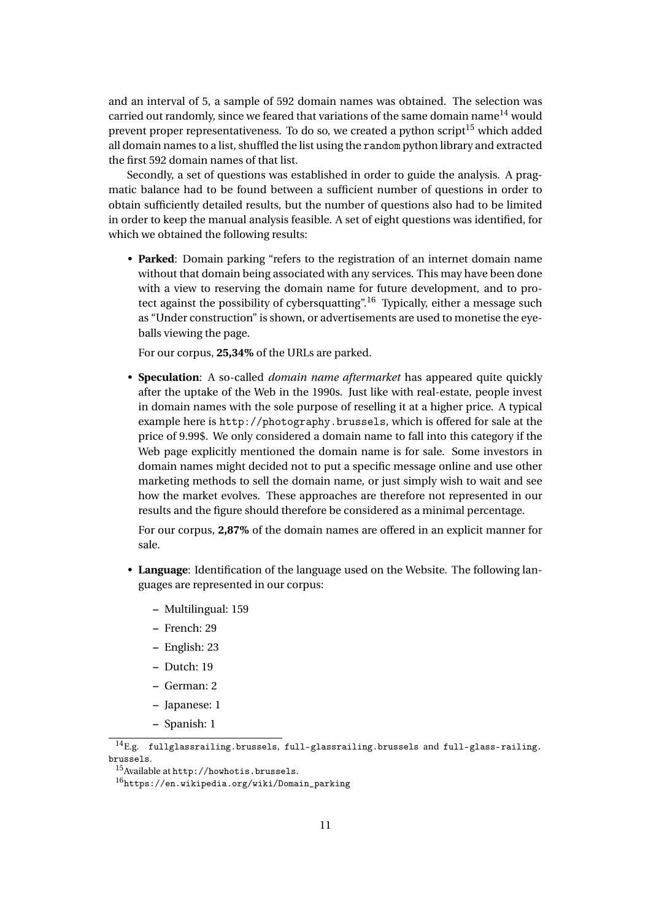and an interval of 5, a sample of 592 domain names was obtained. The selection was carried out randomly, since we feared that variations of the same domain name[14] would prevent proper representativeness. To do so, we created a python script[15] which added all domain names to a list, shuffled the list using the `random` python library and extracted the first 592 domain names of that list.

Secondly, a set of questions was established in order to guide the analysis. A pragmatic balance had to be found between a sufficient number of questions in order to obtain sufficiently detailed results, but the number of questions also had to be limited in order to keep the manual analysis feasible. A set of eight questions was identified, for which we obtained the following results:

- **Parked**: Domain parking "refers to the registration of an internet domain name without that domain being associated with any services. This may have been done with a view to reserving the domain name for future development, and to protect against the possibility of cybersquatting".[16] Typically, either a message such as "Under construction" is shown, or advertisements are used to monetise the eyeballs viewing the page.

  For our corpus, **25,34%** of the URLs are parked.

- **Speculation**: A so-called *domain name aftermarket* has appeared quite quickly after the uptake of the Web in the 1990s. Just like with real-estate, people invest in domain names with the sole purpose of reselling it at a higher price. A typical example here is `http://photography.brussels`, which is offered for sale at the price of 9.99$. We only considered a domain name to fall into this category if the Web page explicitly mentioned the domain name is for sale. Some investors in domain names might decided not to put a specific message online and use other marketing methods to sell the domain name, or just simply wish to wait and see how the market evolves. These approaches are therefore not represented in our results and the figure should therefore be considered as a minimal percentage.

  For our corpus, **2,87%** of the domain names are offered in an explicit manner for sale.

- **Language**: Identification of the language used on the Website. The following languages are represented in our corpus:

  - Multilingual: 159
  - French: 29
  - English: 23
  - Dutch: 19
  - German: 2
  - Japanese: 1
  - Spanish: 1

[14] E.g. `fullglassrailing.brussels`, `full-glassrailing.brussels` and `full-glass-railing.brussels`.

[15] Available at `http://howhotis.brussels`.

[16] `https://en.wikipedia.org/wiki/Domain_parking`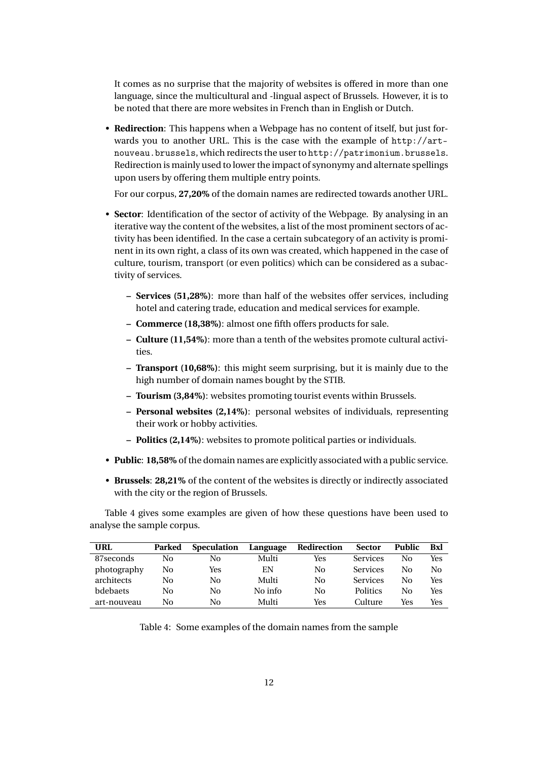It comes as no surprise that the majority of websites is offered in more than one language, since the multicultural and -lingual aspect of Brussels. However, it is to be noted that there are more websites in French than in English or Dutch.

- **Redirection**: This happens when a Webpage has no content of itself, but just forwards you to another URL. This is the case with the example of `http://art-nouveau.brussels`, which redirects the user to `http://patrimonium.brussels`. Redirection is mainly used to lower the impact of synonymy and alternate spellings upon users by offering them multiple entry points.

  For our corpus, **27,20%** of the domain names are redirected towards another URL.

- **Sector**: Identification of the sector of activity of the Webpage. By analysing in an iterative way the content of the websites, a list of the most prominent sectors of activity has been identified. In the case a certain subcategory of an activity is prominent in its own right, a class of its own was created, which happened in the case of culture, tourism, transport (or even politics) which can be considered as a subactivity of services.

  - **Services (51,28%)**: more than half of the websites offer services, including hotel and catering trade, education and medical services for example.
  - **Commerce (18,38%)**: almost one fifth offers products for sale.
  - **Culture (11,54%)**: more than a tenth of the websites promote cultural activities.
  - **Transport (10,68%)**: this might seem surprising, but it is mainly due to the high number of domain names bought by the STIB.
  - **Tourism (3,84%)**: websites promoting tourist events within Brussels.
  - **Personal websites (2,14%)**: personal websites of individuals, representing their work or hobby activities.
  - **Politics (2,14%)**: websites to promote political parties or individuals.

- **Public**: **18,58%** of the domain names are explicitly associated with a public service.

- **Brussels**: **28,21%** of the content of the websites is directly or indirectly associated with the city or the region of Brussels.

Table 4 gives some examples are given of how these questions have been used to analyse the sample corpus.

| URL | Parked | Speculation | Language | Redirection | Sector | Public | Bxl |
|---|---|---|---|---|---|---|---|
| 87seconds | No | No | Multi | Yes | Services | No | Yes |
| photography | No | Yes | EN | No | Services | No | No |
| architects | No | No | Multi | No | Services | No | Yes |
| bdebaets | No | No | No info | No | Politics | No | Yes |
| art-nouveau | No | No | Multi | Yes | Culture | Yes | Yes |

Table 4: Some examples of the domain names from the sample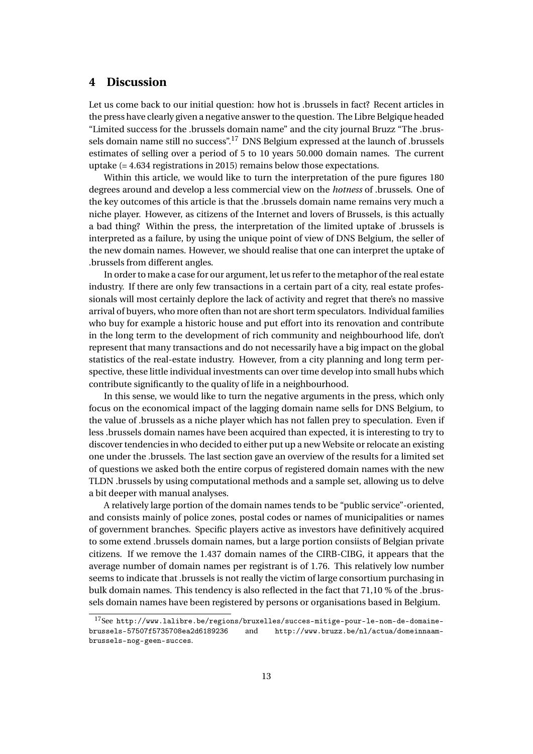## 4 Discussion

Let us come back to our initial question: how hot is .brussels in fact? Recent articles in the press have clearly given a negative answer to the question. The Libre Belgique headed "Limited success for the .brussels domain name" and the city journal Bruzz "The .brussels domain name still no success".[17] DNS Belgium expressed at the launch of .brussels estimates of selling over a period of 5 to 10 years 50.000 domain names. The current uptake (= 4.634 registrations in 2015) remains below those expectations.

Within this article, we would like to turn the interpretation of the pure figures 180 degrees around and develop a less commercial view on the *hotness* of .brussels. One of the key outcomes of this article is that the .brussels domain name remains very much a niche player. However, as citizens of the Internet and lovers of Brussels, is this actually a bad thing? Within the press, the interpretation of the limited uptake of .brussels is interpreted as a failure, by using the unique point of view of DNS Belgium, the seller of the new domain names. However, we should realise that one can interpret the uptake of .brussels from different angles.

In order to make a case for our argument, let us refer to the metaphor of the real estate industry. If there are only few transactions in a certain part of a city, real estate professionals will most certainly deplore the lack of activity and regret that there's no massive arrival of buyers, who more often than not are short term speculators. Individual families who buy for example a historic house and put effort into its renovation and contribute in the long term to the development of rich community and neighbourhood life, don't represent that many transactions and do not necessarily have a big impact on the global statistics of the real-estate industry. However, from a city planning and long term perspective, these little individual investments can over time develop into small hubs which contribute significantly to the quality of life in a neighbourhood.

In this sense, we would like to turn the negative arguments in the press, which only focus on the economical impact of the lagging domain name sells for DNS Belgium, to the value of .brussels as a niche player which has not fallen prey to speculation. Even if less .brussels domain names have been acquired than expected, it is interesting to try to discover tendencies in who decided to either put up a new Website or relocate an existing one under the .brussels. The last section gave an overview of the results for a limited set of questions we asked both the entire corpus of registered domain names with the new TLDN .brussels by using computational methods and a sample set, allowing us to delve a bit deeper with manual analyses.

A relatively large portion of the domain names tends to be "public service"-oriented, and consists mainly of police zones, postal codes or names of municipalities or names of government branches. Specific players active as investors have definitively acquired to some extend .brussels domain names, but a large portion consiists of Belgian private citizens. If we remove the 1.437 domain names of the CIRB-CIBG, it appears that the average number of domain names per registrant is of 1.76. This relatively low number seems to indicate that .brussels is not really the victim of large consortium purchasing in bulk domain names. This tendency is also reflected in the fact that 71,10 % of the .brussels domain names have been registered by persons or organisations based in Belgium.

[17] See http://www.lalibre.be/regions/bruxelles/succes-mitige-pour-le-nom-de-domaine-brussels-57507f5735708ea2d6189236 and http://www.bruzz.be/nl/actua/domeinnaam-brussels-nog-geen-succes.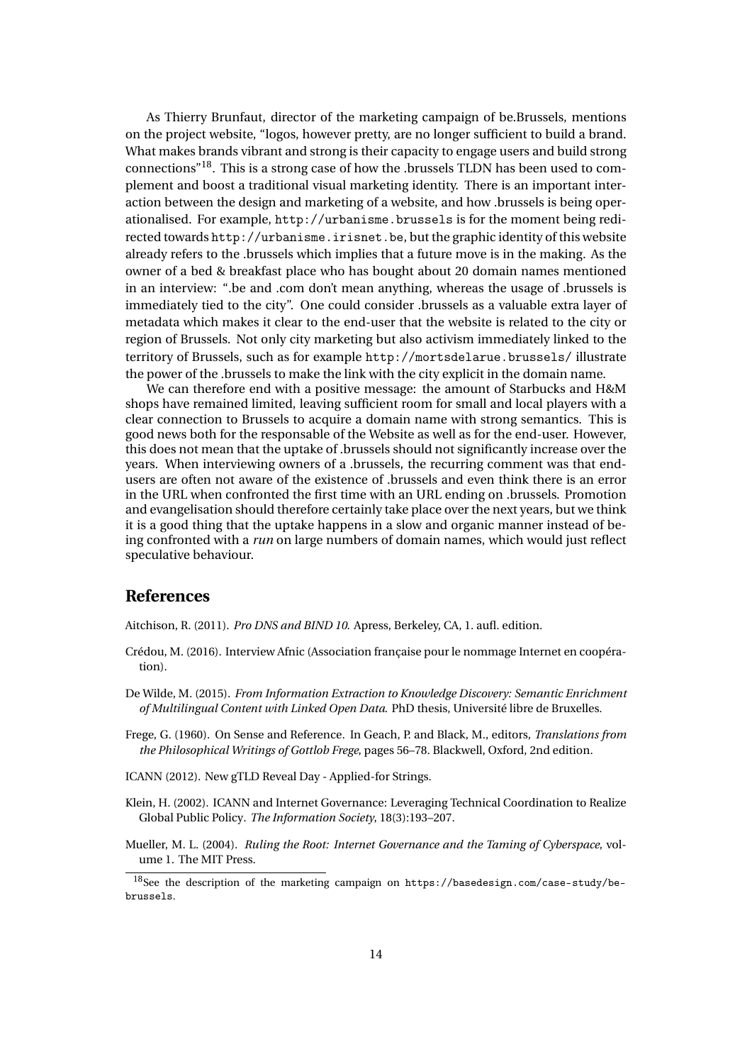As Thierry Brunfaut, director of the marketing campaign of be.Brussels, mentions on the project website, "logos, however pretty, are no longer sufficient to build a brand. What makes brands vibrant and strong is their capacity to engage users and build strong connections"[18]. This is a strong case of how the .brussels TLDN has been used to complement and boost a traditional visual marketing identity. There is an important interaction between the design and marketing of a website, and how .brussels is being operationalised. For example, `http://urbanisme.brussels` is for the moment being redirected towards `http://urbanisme.irisnet.be`, but the graphic identity of this website already refers to the .brussels which implies that a future move is in the making. As the owner of a bed & breakfast place who has bought about 20 domain names mentioned in an interview: ".be and .com don't mean anything, whereas the usage of .brussels is immediately tied to the city". One could consider .brussels as a valuable extra layer of metadata which makes it clear to the end-user that the website is related to the city or region of Brussels. Not only city marketing but also activism immediately linked to the territory of Brussels, such as for example `http://mortsdelarue.brussels/` illustrate the power of the .brussels to make the link with the city explicit in the domain name.

We can therefore end with a positive message: the amount of Starbucks and H&M shops have remained limited, leaving sufficient room for small and local players with a clear connection to Brussels to acquire a domain name with strong semantics. This is good news both for the responsable of the Website as well as for the end-user. However, this does not mean that the uptake of .brussels should not significantly increase over the years. When interviewing owners of a .brussels, the recurring comment was that end-users are often not aware of the existence of .brussels and even think there is an error in the URL when confronted the first time with an URL ending on .brussels. Promotion and evangelisation should therefore certainly take place over the next years, but we think it is a good thing that the uptake happens in a slow and organic manner instead of being confronted with a *run* on large numbers of domain names, which would just reflect speculative behaviour.

## References

Aitchison, R. (2011). *Pro DNS and BIND 10.* Apress, Berkeley, CA, 1. aufl. edition.

Crédou, M. (2016). Interview Afnic (Association française pour le nommage Internet en coopération).

De Wilde, M. (2015). *From Information Extraction to Knowledge Discovery: Semantic Enrichment of Multilingual Content with Linked Open Data.* PhD thesis, Université libre de Bruxelles.

Frege, G. (1960). On Sense and Reference. In Geach, P. and Black, M., editors, *Translations from the Philosophical Writings of Gottlob Frege*, pages 56–78. Blackwell, Oxford, 2nd edition.

ICANN (2012). New gTLD Reveal Day - Applied-for Strings.

Klein, H. (2002). ICANN and Internet Governance: Leveraging Technical Coordination to Realize Global Public Policy. *The Information Society*, 18(3):193–207.

Mueller, M. L. (2004). *Ruling the Root: Internet Governance and the Taming of Cyberspace*, volume 1. The MIT Press.

[18] See the description of the marketing campaign on `https://basedesign.com/case-study/be-brussels`.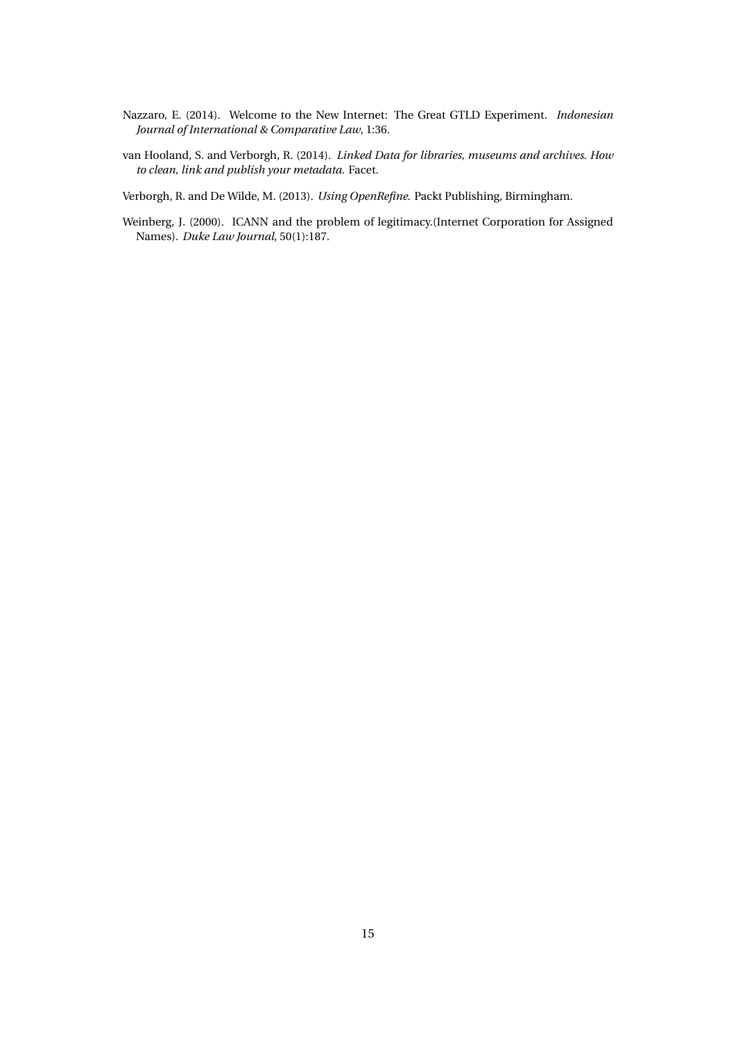Nazzaro, E. (2014). Welcome to the New Internet: The Great GTLD Experiment. *Indonesian Journal of International & Comparative Law*, 1:36.

van Hooland, S. and Verborgh, R. (2014). *Linked Data for libraries, museums and archives. How to clean, link and publish your metadata.* Facet.

Verborgh, R. and De Wilde, M. (2013). *Using OpenRefine.* Packt Publishing, Birmingham.

Weinberg, J. (2000). ICANN and the problem of legitimacy.(Internet Corporation for Assigned Names). *Duke Law Journal*, 50(1):187.